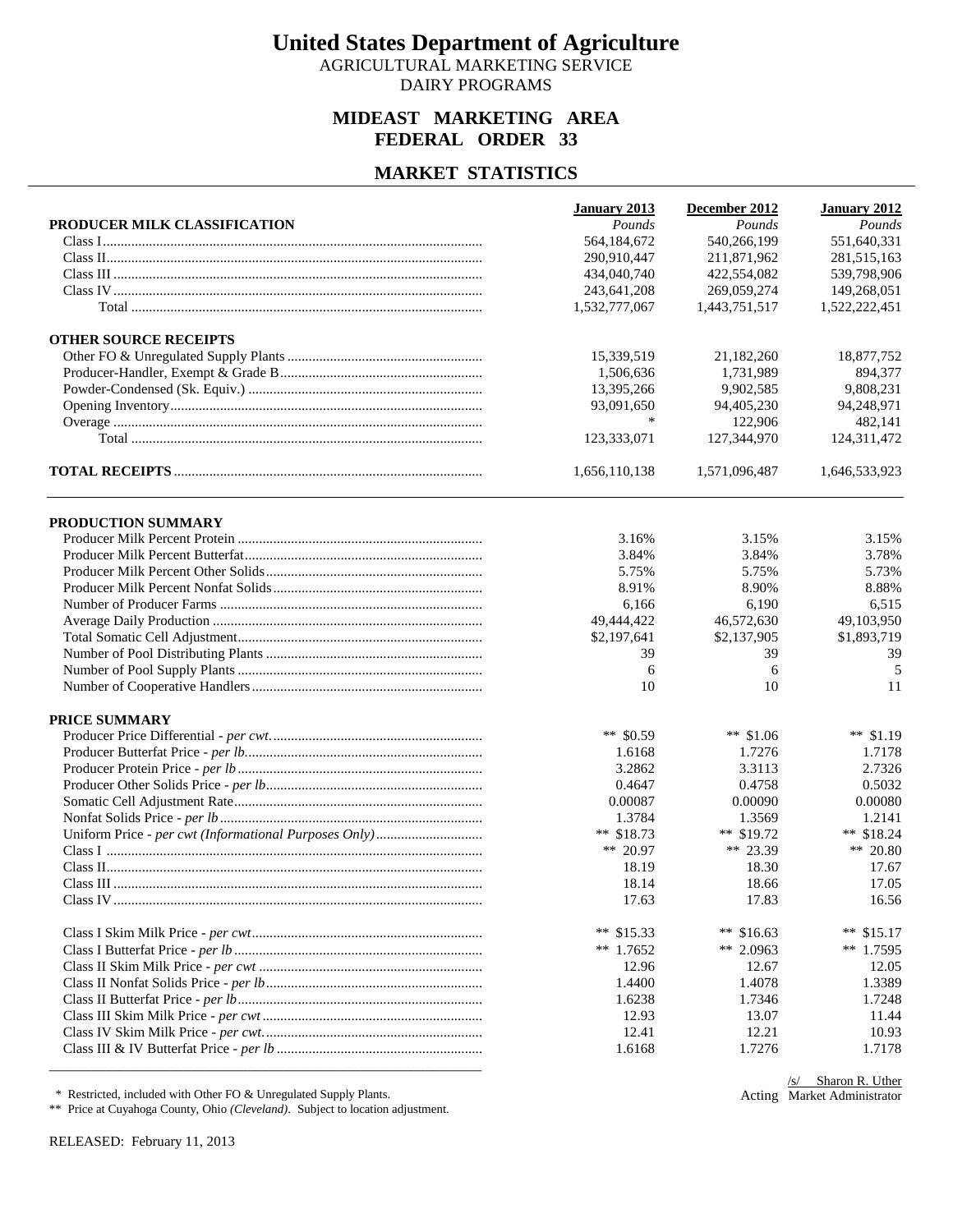# United States Department of Agriculture

AGRICULTURAL MARKETING SERVICE
DAIRY PROGRAMS

## MIDEAST MARKETING AREA
## FEDERAL ORDER 33

## MARKET STATISTICS

| | January 2013 | December 2012 | January 2012 |
|---|---|---|---|
| **PRODUCER MILK CLASSIFICATION** | *Pounds* | *Pounds* | *Pounds* |
| Class I | 564,184,672 | 540,266,199 | 551,640,331 |
| Class II | 290,910,447 | 211,871,962 | 281,515,163 |
| Class III | 434,040,740 | 422,554,082 | 539,798,906 |
| Class IV | 243,641,208 | 269,059,274 | 149,268,051 |
| Total | 1,532,777,067 | 1,443,751,517 | 1,522,222,451 |
| **OTHER SOURCE RECEIPTS** | | | |
| Other FO & Unregulated Supply Plants | 15,339,519 | 21,182,260 | 18,877,752 |
| Producer-Handler, Exempt & Grade B | 1,506,636 | 1,731,989 | 894,377 |
| Powder-Condensed (Sk. Equiv.) | 13,395,266 | 9,902,585 | 9,808,231 |
| Opening Inventory | 93,091,650 | 94,405,230 | 94,248,971 |
| Overage | * | 122,906 | 482,141 |
| Total | 123,333,071 | 127,344,970 | 124,311,472 |
| **TOTAL RECEIPTS** | 1,656,110,138 | 1,571,096,487 | 1,646,533,923 |

| | January 2013 | December 2012 | January 2012 |
|---|---|---|---|
| **PRODUCTION SUMMARY** | | | |
| Producer Milk Percent Protein | 3.16% | 3.15% | 3.15% |
| Producer Milk Percent Butterfat | 3.84% | 3.84% | 3.78% |
| Producer Milk Percent Other Solids | 5.75% | 5.75% | 5.73% |
| Producer Milk Percent Nonfat Solids | 8.91% | 8.90% | 8.88% |
| Number of Producer Farms | 6,166 | 6,190 | 6,515 |
| Average Daily Production | 49,444,422 | 46,572,630 | 49,103,950 |
| Total Somatic Cell Adjustment | $2,197,641 | $2,137,905 | $1,893,719 |
| Number of Pool Distributing Plants | 39 | 39 | 39 |
| Number of Pool Supply Plants | 6 | 6 | 5 |
| Number of Cooperative Handlers | 10 | 10 | 11 |
| **PRICE SUMMARY** | | | |
| Producer Price Differential - *per cwt.* | ** $0.59 | ** $1.06 | ** $1.19 |
| Producer Butterfat Price - *per lb.* | 1.6168 | 1.7276 | 1.7178 |
| Producer Protein Price - *per lb* | 3.2862 | 3.3113 | 2.7326 |
| Producer Other Solids Price - *per lb.* | 0.4647 | 0.4758 | 0.5032 |
| Somatic Cell Adjustment Rate | 0.00087 | 0.00090 | 0.00080 |
| Nonfat Solids Price - *per lb* | 1.3784 | 1.3569 | 1.2141 |
| Uniform Price - *per cwt (Informational Purposes Only)* | ** $18.73 | ** $19.72 | ** $18.24 |
| Class I | ** 20.97 | ** 23.39 | ** 20.80 |
| Class II | 18.19 | 18.30 | 17.67 |
| Class III | 18.14 | 18.66 | 17.05 |
| Class IV | 17.63 | 17.83 | 16.56 |
| Class I Skim Milk Price - *per cwt* | ** $15.33 | ** $16.63 | ** $15.17 |
| Class I Butterfat Price - *per lb* | ** 1.7652 | ** 2.0963 | ** 1.7595 |
| Class II Skim Milk Price - *per cwt* | 12.96 | 12.67 | 12.05 |
| Class II Nonfat Solids Price - *per lb* | 1.4400 | 1.4078 | 1.3389 |
| Class II Butterfat Price - *per lb* | 1.6238 | 1.7346 | 1.7248 |
| Class III Skim Milk Price - *per cwt* | 12.93 | 13.07 | 11.44 |
| Class IV Skim Milk Price - *per cwt.* | 12.41 | 12.21 | 10.93 |
| Class III & IV Butterfat Price - *per lb* | 1.6168 | 1.7276 | 1.7178 |

\* Restricted, included with Other FO & Unregulated Supply Plants.
\*\* Price at Cuyahoga County, Ohio *(Cleveland)*. Subject to location adjustment.

/s/ Sharon R. Uther
Acting Market Administrator

RELEASED: February 11, 2013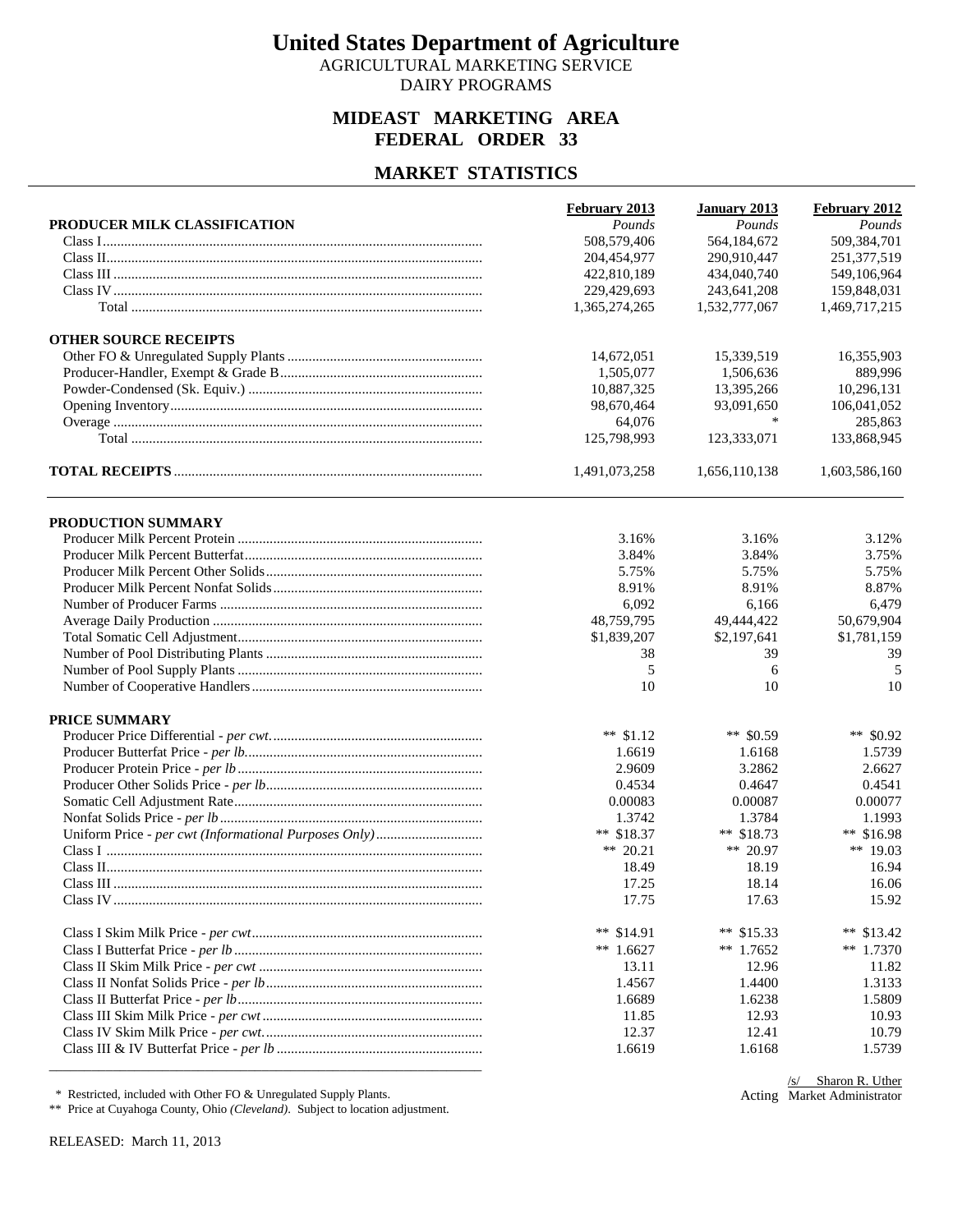# United States Department of Agriculture

AGRICULTURAL MARKETING SERVICE
DAIRY PROGRAMS

## MIDEAST MARKETING AREA
## FEDERAL ORDER 33

## MARKET STATISTICS

| | February 2013 | January 2013 | February 2012 |
|---|---|---|---|
| **PRODUCER MILK CLASSIFICATION** | *Pounds* | *Pounds* | *Pounds* |
| Class I | 508,579,406 | 564,184,672 | 509,384,701 |
| Class II | 204,454,977 | 290,910,447 | 251,377,519 |
| Class III | 422,810,189 | 434,040,740 | 549,106,964 |
| Class IV | 229,429,693 | 243,641,208 | 159,848,031 |
| Total | 1,365,274,265 | 1,532,777,067 | 1,469,717,215 |
| **OTHER SOURCE RECEIPTS** | | | |
| Other FO & Unregulated Supply Plants | 14,672,051 | 15,339,519 | 16,355,903 |
| Producer-Handler, Exempt & Grade B | 1,505,077 | 1,506,636 | 889,996 |
| Powder-Condensed (Sk. Equiv.) | 10,887,325 | 13,395,266 | 10,296,131 |
| Opening Inventory | 98,670,464 | 93,091,650 | 106,041,052 |
| Overage | 64,076 | * | 285,863 |
| Total | 125,798,993 | 123,333,071 | 133,868,945 |
| **TOTAL RECEIPTS** | 1,491,073,258 | 1,656,110,138 | 1,603,586,160 |

| | February 2013 | January 2013 | February 2012 |
|---|---|---|---|
| **PRODUCTION SUMMARY** | | | |
| Producer Milk Percent Protein | 3.16% | 3.16% | 3.12% |
| Producer Milk Percent Butterfat | 3.84% | 3.84% | 3.75% |
| Producer Milk Percent Other Solids | 5.75% | 5.75% | 5.75% |
| Producer Milk Percent Nonfat Solids | 8.91% | 8.91% | 8.87% |
| Number of Producer Farms | 6,092 | 6,166 | 6,479 |
| Average Daily Production | 48,759,795 | 49,444,422 | 50,679,904 |
| Total Somatic Cell Adjustment | $1,839,207 | $2,197,641 | $1,781,159 |
| Number of Pool Distributing Plants | 38 | 39 | 39 |
| Number of Pool Supply Plants | 5 | 6 | 5 |
| Number of Cooperative Handlers | 10 | 10 | 10 |
| **PRICE SUMMARY** | | | |
| Producer Price Differential - *per cwt.* | ** $1.12 | ** $0.59 | ** $0.92 |
| Producer Butterfat Price - *per lb.* | 1.6619 | 1.6168 | 1.5739 |
| Producer Protein Price - *per lb* | 2.9609 | 3.2862 | 2.6627 |
| Producer Other Solids Price - *per lb.* | 0.4534 | 0.4647 | 0.4541 |
| Somatic Cell Adjustment Rate | 0.00083 | 0.00087 | 0.00077 |
| Nonfat Solids Price - *per lb* | 1.3742 | 1.3784 | 1.1993 |
| Uniform Price - *per cwt (Informational Purposes Only)* | ** $18.37 | ** $18.73 | ** $16.98 |
| Class I | ** 20.21 | ** 20.97 | ** 19.03 |
| Class II | 18.49 | 18.19 | 16.94 |
| Class III | 17.25 | 18.14 | 16.06 |
| Class IV | 17.75 | 17.63 | 15.92 |
| Class I Skim Milk Price - *per cwt* | ** $14.91 | ** $15.33 | ** $13.42 |
| Class I Butterfat Price - *per lb* | ** 1.6627 | ** 1.7652 | ** 1.7370 |
| Class II Skim Milk Price - *per cwt* | 13.11 | 12.96 | 11.82 |
| Class II Nonfat Solids Price - *per lb* | 1.4567 | 1.4400 | 1.3133 |
| Class II Butterfat Price - *per lb* | 1.6689 | 1.6238 | 1.5809 |
| Class III Skim Milk Price - *per cwt* | 11.85 | 12.93 | 10.93 |
| Class IV Skim Milk Price - *per cwt.* | 12.37 | 12.41 | 10.79 |
| Class III & IV Butterfat Price - *per lb* | 1.6619 | 1.6168 | 1.5739 |

/s/ Sharon R. Uther
Acting Market Administrator

\* Restricted, included with Other FO & Unregulated Supply Plants.
** Price at Cuyahoga County, Ohio *(Cleveland)*. Subject to location adjustment.

RELEASED: March 11, 2013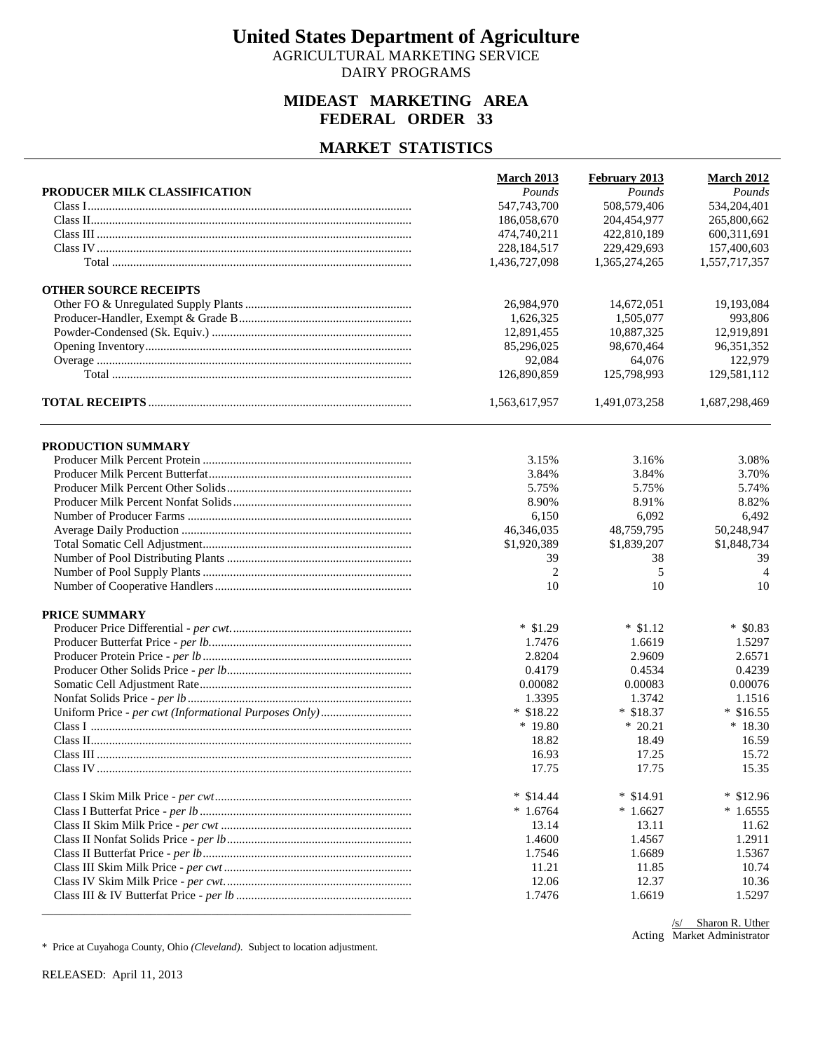# United States Department of Agriculture

AGRICULTURAL MARKETING SERVICE
DAIRY PROGRAMS

## MIDEAST MARKETING AREA
## FEDERAL ORDER 33

## MARKET STATISTICS

| | March 2013 | February 2013 | March 2012 |
|---|---|---|---|
| **PRODUCER MILK CLASSIFICATION** | *Pounds* | *Pounds* | *Pounds* |
| Class I | 547,743,700 | 508,579,406 | 534,204,401 |
| Class II | 186,058,670 | 204,454,977 | 265,800,662 |
| Class III | 474,740,211 | 422,810,189 | 600,311,691 |
| Class IV | 228,184,517 | 229,429,693 | 157,400,603 |
| Total | 1,436,727,098 | 1,365,274,265 | 1,557,717,357 |
| **OTHER SOURCE RECEIPTS** | | | |
| Other FO & Unregulated Supply Plants | 26,984,970 | 14,672,051 | 19,193,084 |
| Producer-Handler, Exempt & Grade B | 1,626,325 | 1,505,077 | 993,806 |
| Powder-Condensed (Sk. Equiv.) | 12,891,455 | 10,887,325 | 12,919,891 |
| Opening Inventory | 85,296,025 | 98,670,464 | 96,351,352 |
| Overage | 92,084 | 64,076 | 122,979 |
| Total | 126,890,859 | 125,798,993 | 129,581,112 |
| **TOTAL RECEIPTS** | 1,563,617,957 | 1,491,073,258 | 1,687,298,469 |

| | March 2013 | February 2013 | March 2012 |
|---|---|---|---|
| **PRODUCTION SUMMARY** | | | |
| Producer Milk Percent Protein | 3.15% | 3.16% | 3.08% |
| Producer Milk Percent Butterfat | 3.84% | 3.84% | 3.70% |
| Producer Milk Percent Other Solids | 5.75% | 5.75% | 5.74% |
| Producer Milk Percent Nonfat Solids | 8.90% | 8.91% | 8.82% |
| Number of Producer Farms | 6,150 | 6,092 | 6,492 |
| Average Daily Production | 46,346,035 | 48,759,795 | 50,248,947 |
| Total Somatic Cell Adjustment | $1,920,389 | $1,839,207 | $1,848,734 |
| Number of Pool Distributing Plants | 39 | 38 | 39 |
| Number of Pool Supply Plants | 2 | 5 | 4 |
| Number of Cooperative Handlers | 10 | 10 | 10 |
| **PRICE SUMMARY** | | | |
| Producer Price Differential - *per cwt.* | * $1.29 | * $1.12 | * $0.83 |
| Producer Butterfat Price - *per lb.* | 1.7476 | 1.6619 | 1.5297 |
| Producer Protein Price - *per lb* | 2.8204 | 2.9609 | 2.6571 |
| Producer Other Solids Price - *per lb* | 0.4179 | 0.4534 | 0.4239 |
| Somatic Cell Adjustment Rate | 0.00082 | 0.00083 | 0.00076 |
| Nonfat Solids Price - *per lb* | 1.3395 | 1.3742 | 1.1516 |
| Uniform Price - *per cwt (Informational Purposes Only)* | * $18.22 | * $18.37 | * $16.55 |
| Class I | * 19.80 | * 20.21 | * 18.30 |
| Class II | 18.82 | 18.49 | 16.59 |
| Class III | 16.93 | 17.25 | 15.72 |
| Class IV | 17.75 | 17.75 | 15.35 |
| Class I Skim Milk Price - *per cwt* | * $14.44 | * $14.91 | * $12.96 |
| Class I Butterfat Price - *per lb* | * 1.6764 | * 1.6627 | * 1.6555 |
| Class II Skim Milk Price - *per cwt* | 13.14 | 13.11 | 11.62 |
| Class II Nonfat Solids Price - *per lb* | 1.4600 | 1.4567 | 1.2911 |
| Class II Butterfat Price - *per lb* | 1.7546 | 1.6689 | 1.5367 |
| Class III Skim Milk Price - *per cwt* | 11.21 | 11.85 | 10.74 |
| Class IV Skim Milk Price - *per cwt.* | 12.06 | 12.37 | 10.36 |
| Class III & IV Butterfat Price - *per lb* | 1.7476 | 1.6619 | 1.5297 |

/s/ Sharon R. Uther
Acting Market Administrator

\* Price at Cuyahoga County, Ohio *(Cleveland)*. Subject to location adjustment.

RELEASED: April 11, 2013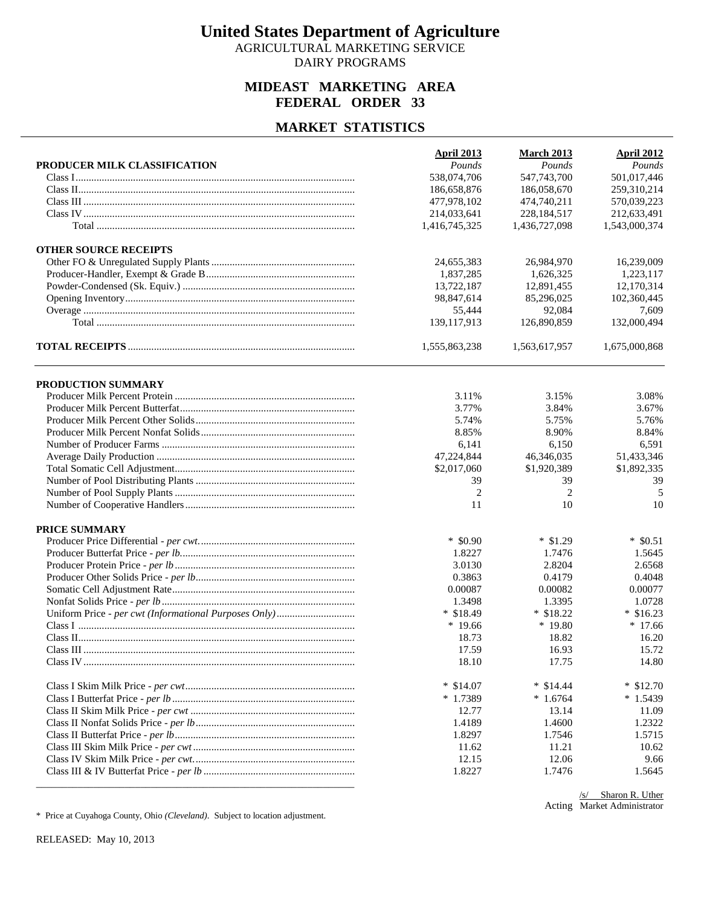# United States Department of Agriculture

AGRICULTURAL MARKETING SERVICE
DAIRY PROGRAMS

## MIDEAST MARKETING AREA
## FEDERAL ORDER 33

## MARKET STATISTICS

| PRODUCER MILK CLASSIFICATION | April 2013 *Pounds* | March 2013 *Pounds* | April 2012 *Pounds* |
|---|---|---|---|
| Class I | 538,074,706 | 547,743,700 | 501,017,446 |
| Class II | 186,658,876 | 186,058,670 | 259,310,214 |
| Class III | 477,978,102 | 474,740,211 | 570,039,223 |
| Class IV | 214,033,641 | 228,184,517 | 212,633,491 |
| Total | 1,416,745,325 | 1,436,727,098 | 1,543,000,374 |
| **OTHER SOURCE RECEIPTS** | | | |
| Other FO & Unregulated Supply Plants | 24,655,383 | 26,984,970 | 16,239,009 |
| Producer-Handler, Exempt & Grade B | 1,837,285 | 1,626,325 | 1,223,117 |
| Powder-Condensed (Sk. Equiv.) | 13,722,187 | 12,891,455 | 12,170,314 |
| Opening Inventory | 98,847,614 | 85,296,025 | 102,360,445 |
| Overage | 55,444 | 92,084 | 7,609 |
| Total | 139,117,913 | 126,890,859 | 132,000,494 |
| **TOTAL RECEIPTS** | 1,555,863,238 | 1,563,617,957 | 1,675,000,868 |

| PRODUCTION SUMMARY | April 2013 | March 2013 | April 2012 |
|---|---|---|---|
| Producer Milk Percent Protein | 3.11% | 3.15% | 3.08% |
| Producer Milk Percent Butterfat | 3.77% | 3.84% | 3.67% |
| Producer Milk Percent Other Solids | 5.74% | 5.75% | 5.76% |
| Producer Milk Percent Nonfat Solids | 8.85% | 8.90% | 8.84% |
| Number of Producer Farms | 6,141 | 6,150 | 6,591 |
| Average Daily Production | 47,224,844 | 46,346,035 | 51,433,346 |
| Total Somatic Cell Adjustment | $2,017,060 | $1,920,389 | $1,892,335 |
| Number of Pool Distributing Plants | 39 | 39 | 39 |
| Number of Pool Supply Plants | 2 | 2 | 5 |
| Number of Cooperative Handlers | 11 | 10 | 10 |
| **PRICE SUMMARY** | | | |
| Producer Price Differential - *per cwt.* | * $0.90 | * $1.29 | * $0.51 |
| Producer Butterfat Price - *per lb.* | 1.8227 | 1.7476 | 1.5645 |
| Producer Protein Price - *per lb* | 3.0130 | 2.8204 | 2.6568 |
| Producer Other Solids Price - *per lb.* | 0.3863 | 0.4179 | 0.4048 |
| Somatic Cell Adjustment Rate | 0.00087 | 0.00082 | 0.00077 |
| Nonfat Solids Price - *per lb* | 1.3498 | 1.3395 | 1.0728 |
| Uniform Price - *per cwt (Informational Purposes Only)* | * $18.49 | * $18.22 | * $16.23 |
| Class I | * 19.66 | * 19.80 | * 17.66 |
| Class II | 18.73 | 18.82 | 16.20 |
| Class III | 17.59 | 16.93 | 15.72 |
| Class IV | 18.10 | 17.75 | 14.80 |
| Class I Skim Milk Price - *per cwt* | * $14.07 | * $14.44 | * $12.70 |
| Class I Butterfat Price - *per lb* | * 1.7389 | * 1.6764 | * 1.5439 |
| Class II Skim Milk Price - *per cwt* | 12.77 | 13.14 | 11.09 |
| Class II Nonfat Solids Price - *per lb* | 1.4189 | 1.4600 | 1.2322 |
| Class II Butterfat Price - *per lb* | 1.8297 | 1.7546 | 1.5715 |
| Class III Skim Milk Price - *per cwt* | 11.62 | 11.21 | 10.62 |
| Class IV Skim Milk Price - *per cwt.* | 12.15 | 12.06 | 9.66 |
| Class III & IV Butterfat Price - *per lb* | 1.8227 | 1.7476 | 1.5645 |

/s/ Sharon R. Uther
Acting Market Administrator

\* Price at Cuyahoga County, Ohio *(Cleveland)*. Subject to location adjustment.

RELEASED: May 10, 2013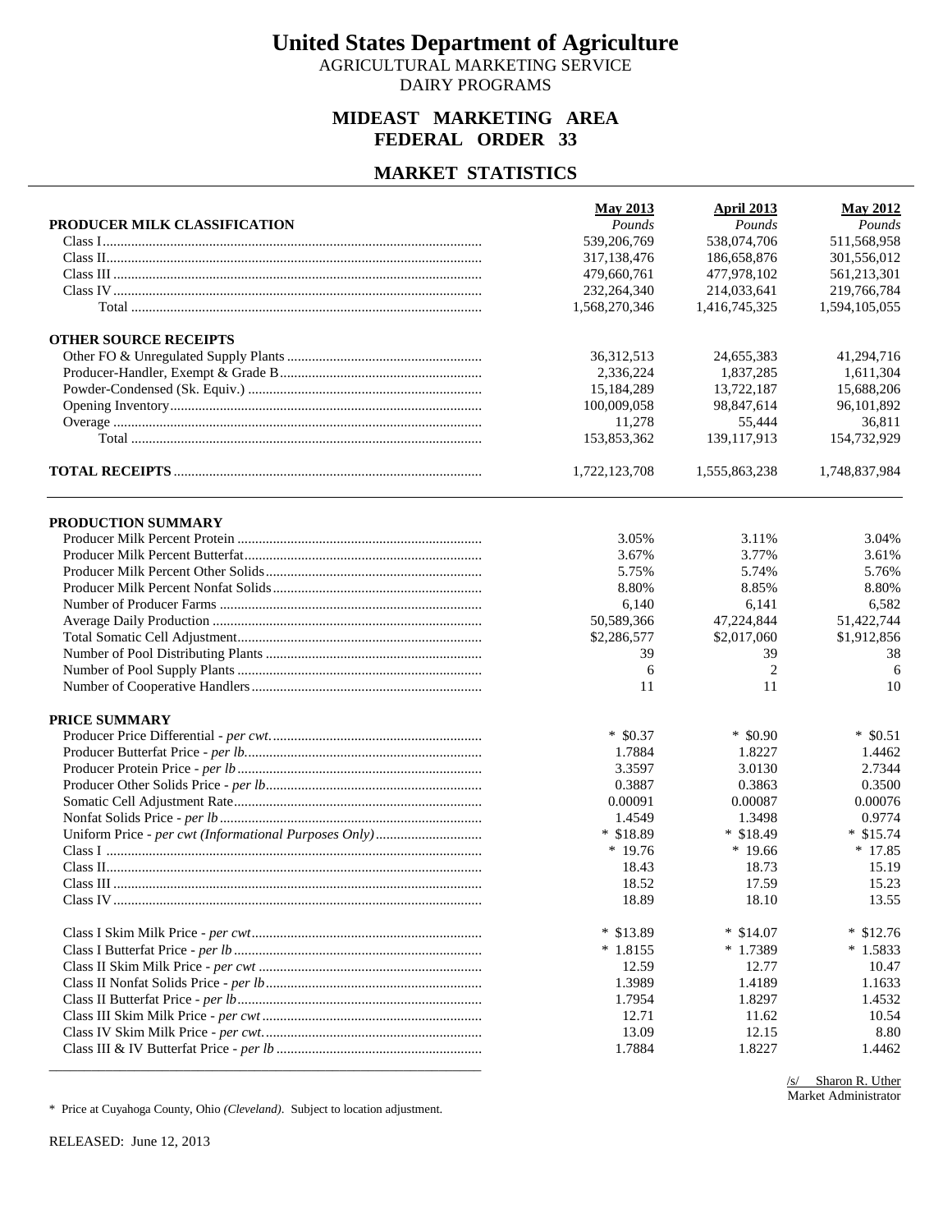# United States Department of Agriculture

AGRICULTURAL MARKETING SERVICE
DAIRY PROGRAMS

## MIDEAST MARKETING AREA
## FEDERAL ORDER 33

## MARKET STATISTICS

| | May 2013 | April 2013 | May 2012 |
|---|---|---|---|
| **PRODUCER MILK CLASSIFICATION** | *Pounds* | *Pounds* | *Pounds* |
| Class I | 539,206,769 | 538,074,706 | 511,568,958 |
| Class II | 317,138,476 | 186,658,876 | 301,556,012 |
| Class III | 479,660,761 | 477,978,102 | 561,213,301 |
| Class IV | 232,264,340 | 214,033,641 | 219,766,784 |
| Total | 1,568,270,346 | 1,416,745,325 | 1,594,105,055 |
| **OTHER SOURCE RECEIPTS** | | | |
| Other FO & Unregulated Supply Plants | 36,312,513 | 24,655,383 | 41,294,716 |
| Producer-Handler, Exempt & Grade B | 2,336,224 | 1,837,285 | 1,611,304 |
| Powder-Condensed (Sk. Equiv.) | 15,184,289 | 13,722,187 | 15,688,206 |
| Opening Inventory | 100,009,058 | 98,847,614 | 96,101,892 |
| Overage | 11,278 | 55,444 | 36,811 |
| Total | 153,853,362 | 139,117,913 | 154,732,929 |
| **TOTAL RECEIPTS** | 1,722,123,708 | 1,555,863,238 | 1,748,837,984 |

| | May 2013 | April 2013 | May 2012 |
|---|---|---|---|
| **PRODUCTION SUMMARY** | | | |
| Producer Milk Percent Protein | 3.05% | 3.11% | 3.04% |
| Producer Milk Percent Butterfat | 3.67% | 3.77% | 3.61% |
| Producer Milk Percent Other Solids | 5.75% | 5.74% | 5.76% |
| Producer Milk Percent Nonfat Solids | 8.80% | 8.85% | 8.80% |
| Number of Producer Farms | 6,140 | 6,141 | 6,582 |
| Average Daily Production | 50,589,366 | 47,224,844 | 51,422,744 |
| Total Somatic Cell Adjustment | $2,286,577 | $2,017,060 | $1,912,856 |
| Number of Pool Distributing Plants | 39 | 39 | 38 |
| Number of Pool Supply Plants | 6 | 2 | 6 |
| Number of Cooperative Handlers | 11 | 11 | 10 |
| **PRICE SUMMARY** | | | |
| Producer Price Differential - *per cwt.* | * $0.37 | * $0.90 | * $0.51 |
| Producer Butterfat Price - *per lb.* | 1.7884 | 1.8227 | 1.4462 |
| Producer Protein Price - *per lb* | 3.3597 | 3.0130 | 2.7344 |
| Producer Other Solids Price - *per lb.* | 0.3887 | 0.3863 | 0.3500 |
| Somatic Cell Adjustment Rate | 0.00091 | 0.00087 | 0.00076 |
| Nonfat Solids Price - *per lb* | 1.4549 | 1.3498 | 0.9774 |
| Uniform Price - *per cwt (Informational Purposes Only)* | * $18.89 | * $18.49 | * $15.74 |
| Class I | * 19.76 | * 19.66 | * 17.85 |
| Class II | 18.43 | 18.73 | 15.19 |
| Class III | 18.52 | 17.59 | 15.23 |
| Class IV | 18.89 | 18.10 | 13.55 |
| Class I Skim Milk Price - *per cwt* | * $13.89 | * $14.07 | * $12.76 |
| Class I Butterfat Price - *per lb* | * 1.8155 | * 1.7389 | * 1.5833 |
| Class II Skim Milk Price - *per cwt* | 12.59 | 12.77 | 10.47 |
| Class II Nonfat Solids Price - *per lb* | 1.3989 | 1.4189 | 1.1633 |
| Class II Butterfat Price - *per lb* | 1.7954 | 1.8297 | 1.4532 |
| Class III Skim Milk Price - *per cwt* | 12.71 | 11.62 | 10.54 |
| Class IV Skim Milk Price - *per cwt.* | 13.09 | 12.15 | 8.80 |
| Class III & IV Butterfat Price - *per lb* | 1.7884 | 1.8227 | 1.4462 |

/s/ Sharon R. Uther
Market Administrator

\* Price at Cuyahoga County, Ohio *(Cleveland)*. Subject to location adjustment.

RELEASED: June 12, 2013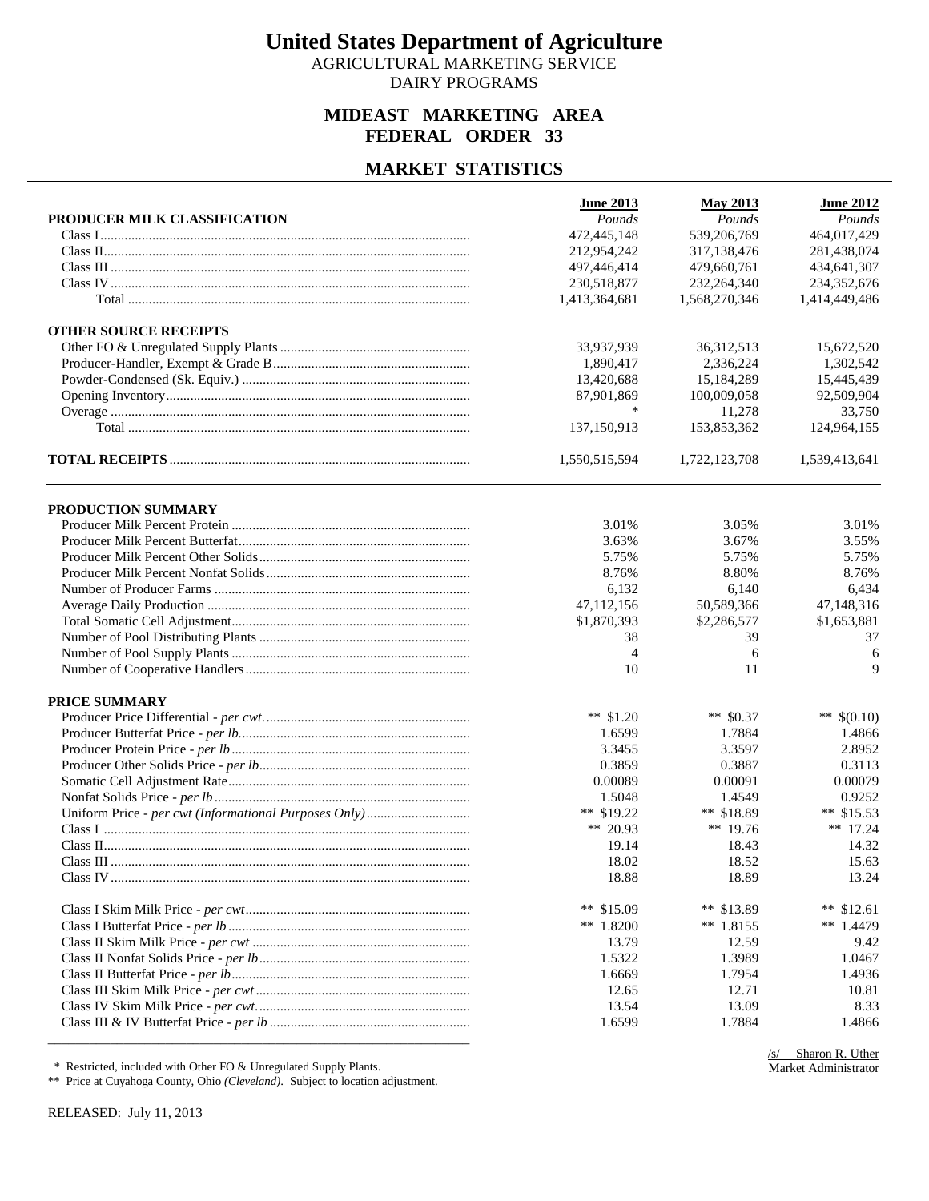# United States Department of Agriculture

AGRICULTURAL MARKETING SERVICE

DAIRY PROGRAMS

## MIDEAST MARKETING AREA
## FEDERAL ORDER 33

## MARKET STATISTICS

| PRODUCER MILK CLASSIFICATION | June 2013 *Pounds* | May 2013 *Pounds* | June 2012 *Pounds* |
|---|---|---|---|
| Class I | 472,445,148 | 539,206,769 | 464,017,429 |
| Class II | 212,954,242 | 317,138,476 | 281,438,074 |
| Class III | 497,446,414 | 479,660,761 | 434,641,307 |
| Class IV | 230,518,877 | 232,264,340 | 234,352,676 |
| Total | 1,413,364,681 | 1,568,270,346 | 1,414,449,486 |
| **OTHER SOURCE RECEIPTS** | | | |
| Other FO & Unregulated Supply Plants | 33,937,939 | 36,312,513 | 15,672,520 |
| Producer-Handler, Exempt & Grade B | 1,890,417 | 2,336,224 | 1,302,542 |
| Powder-Condensed (Sk. Equiv.) | 13,420,688 | 15,184,289 | 15,445,439 |
| Opening Inventory | 87,901,869 | 100,009,058 | 92,509,904 |
| Overage | * | 11,278 | 33,750 |
| Total | 137,150,913 | 153,853,362 | 124,964,155 |
| **TOTAL RECEIPTS** | 1,550,515,594 | 1,722,123,708 | 1,539,413,641 |

| PRODUCTION SUMMARY | June 2013 | May 2013 | June 2012 |
|---|---|---|---|
| Producer Milk Percent Protein | 3.01% | 3.05% | 3.01% |
| Producer Milk Percent Butterfat | 3.63% | 3.67% | 3.55% |
| Producer Milk Percent Other Solids | 5.75% | 5.75% | 5.75% |
| Producer Milk Percent Nonfat Solids | 8.76% | 8.80% | 8.76% |
| Number of Producer Farms | 6,132 | 6,140 | 6,434 |
| Average Daily Production | 47,112,156 | 50,589,366 | 47,148,316 |
| Total Somatic Cell Adjustment | $1,870,393 | $2,286,577 | $1,653,881 |
| Number of Pool Distributing Plants | 38 | 39 | 37 |
| Number of Pool Supply Plants | 4 | 6 | 6 |
| Number of Cooperative Handlers | 10 | 11 | 9 |
| **PRICE SUMMARY** | | | |
| Producer Price Differential - *per cwt.* | ** $1.20 | ** $0.37 | ** $(0.10) |
| Producer Butterfat Price - *per lb.* | 1.6599 | 1.7884 | 1.4866 |
| Producer Protein Price - *per lb* | 3.3455 | 3.3597 | 2.8952 |
| Producer Other Solids Price - *per lb* | 0.3859 | 0.3887 | 0.3113 |
| Somatic Cell Adjustment Rate | 0.00089 | 0.00091 | 0.00079 |
| Nonfat Solids Price - *per lb* | 1.5048 | 1.4549 | 0.9252 |
| Uniform Price - *per cwt (Informational Purposes Only)* | ** $19.22 | ** $18.89 | ** $15.53 |
| Class I | ** 20.93 | ** 19.76 | ** 17.24 |
| Class II | 19.14 | 18.43 | 14.32 |
| Class III | 18.02 | 18.52 | 15.63 |
| Class IV | 18.88 | 18.89 | 13.24 |
| Class I Skim Milk Price - *per cwt* | ** $15.09 | ** $13.89 | ** $12.61 |
| Class I Butterfat Price - *per lb* | ** 1.8200 | ** 1.8155 | ** 1.4479 |
| Class II Skim Milk Price - *per cwt* | 13.79 | 12.59 | 9.42 |
| Class II Nonfat Solids Price - *per lb* | 1.5322 | 1.3989 | 1.0467 |
| Class II Butterfat Price - *per lb* | 1.6669 | 1.7954 | 1.4936 |
| Class III Skim Milk Price - *per cwt* | 12.65 | 12.71 | 10.81 |
| Class IV Skim Milk Price - *per cwt.* | 13.54 | 13.09 | 8.33 |
| Class III & IV Butterfat Price - *per lb* | 1.6599 | 1.7884 | 1.4866 |

\* Restricted, included with Other FO & Unregulated Supply Plants.

** Price at Cuyahoga County, Ohio *(Cleveland)*. Subject to location adjustment.

/s/ Sharon R. Uther
Market Administrator

RELEASED: July 11, 2013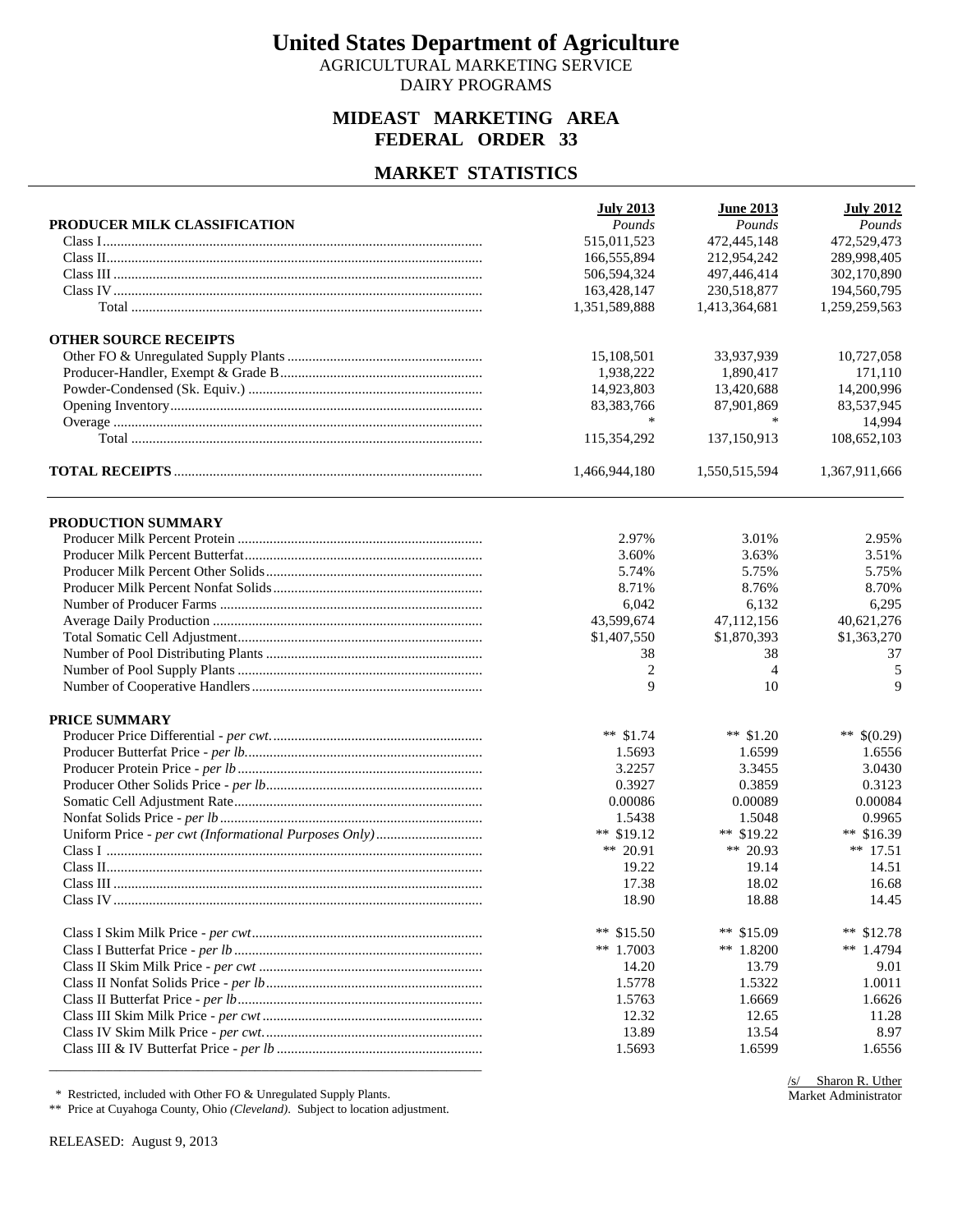# United States Department of Agriculture

AGRICULTURAL MARKETING SERVICE
DAIRY PROGRAMS

## MIDEAST MARKETING AREA
## FEDERAL ORDER 33

## MARKET STATISTICS

| | July 2013 | June 2013 | July 2012 |
|---|---|---|---|
| **PRODUCER MILK CLASSIFICATION** | *Pounds* | *Pounds* | *Pounds* |
| Class I | 515,011,523 | 472,445,148 | 472,529,473 |
| Class II | 166,555,894 | 212,954,242 | 289,998,405 |
| Class III | 506,594,324 | 497,446,414 | 302,170,890 |
| Class IV | 163,428,147 | 230,518,877 | 194,560,795 |
| Total | 1,351,589,888 | 1,413,364,681 | 1,259,259,563 |
| **OTHER SOURCE RECEIPTS** | | | |
| Other FO & Unregulated Supply Plants | 15,108,501 | 33,937,939 | 10,727,058 |
| Producer-Handler, Exempt & Grade B | 1,938,222 | 1,890,417 | 171,110 |
| Powder-Condensed (Sk. Equiv.) | 14,923,803 | 13,420,688 | 14,200,996 |
| Opening Inventory | 83,383,766 | 87,901,869 | 83,537,945 |
| Overage | * | * | 14,994 |
| Total | 115,354,292 | 137,150,913 | 108,652,103 |
| **TOTAL RECEIPTS** | 1,466,944,180 | 1,550,515,594 | 1,367,911,666 |

| | July 2013 | June 2013 | July 2012 |
|---|---|---|---|
| **PRODUCTION SUMMARY** | | | |
| Producer Milk Percent Protein | 2.97% | 3.01% | 2.95% |
| Producer Milk Percent Butterfat | 3.60% | 3.63% | 3.51% |
| Producer Milk Percent Other Solids | 5.74% | 5.75% | 5.75% |
| Producer Milk Percent Nonfat Solids | 8.71% | 8.76% | 8.70% |
| Number of Producer Farms | 6,042 | 6,132 | 6,295 |
| Average Daily Production | 43,599,674 | 47,112,156 | 40,621,276 |
| Total Somatic Cell Adjustment | $1,407,550 | $1,870,393 | $1,363,270 |
| Number of Pool Distributing Plants | 38 | 38 | 37 |
| Number of Pool Supply Plants | 2 | 4 | 5 |
| Number of Cooperative Handlers | 9 | 10 | 9 |
| **PRICE SUMMARY** | | | |
| Producer Price Differential - *per cwt.* | ** $1.74 | ** $1.20 | ** $(0.29) |
| Producer Butterfat Price - *per lb.* | 1.5693 | 1.6599 | 1.6556 |
| Producer Protein Price - *per lb* | 3.2257 | 3.3455 | 3.0430 |
| Producer Other Solids Price - *per lb* | 0.3927 | 0.3859 | 0.3123 |
| Somatic Cell Adjustment Rate | 0.00086 | 0.00089 | 0.00084 |
| Nonfat Solids Price - *per lb* | 1.5438 | 1.5048 | 0.9965 |
| Uniform Price - *per cwt (Informational Purposes Only)* | ** $19.12 | ** $19.22 | ** $16.39 |
| Class I | ** 20.91 | ** 20.93 | ** 17.51 |
| Class II | 19.22 | 19.14 | 14.51 |
| Class III | 17.38 | 18.02 | 16.68 |
| Class IV | 18.90 | 18.88 | 14.45 |
| Class I Skim Milk Price - *per cwt* | ** $15.50 | ** $15.09 | ** $12.78 |
| Class I Butterfat Price - *per lb* | ** 1.7003 | ** 1.8200 | ** 1.4794 |
| Class II Skim Milk Price - *per cwt* | 14.20 | 13.79 | 9.01 |
| Class II Nonfat Solids Price - *per lb* | 1.5778 | 1.5322 | 1.0011 |
| Class II Butterfat Price - *per lb* | 1.5763 | 1.6669 | 1.6626 |
| Class III Skim Milk Price - *per cwt* | 12.32 | 12.65 | 11.28 |
| Class IV Skim Milk Price - *per cwt.* | 13.89 | 13.54 | 8.97 |
| Class III & IV Butterfat Price - *per lb* | 1.5693 | 1.6599 | 1.6556 |

\* Restricted, included with Other FO & Unregulated Supply Plants.
** Price at Cuyahoga County, Ohio *(Cleveland)*. Subject to location adjustment.

/s/ Sharon R. Uther
Market Administrator

RELEASED: August 9, 2013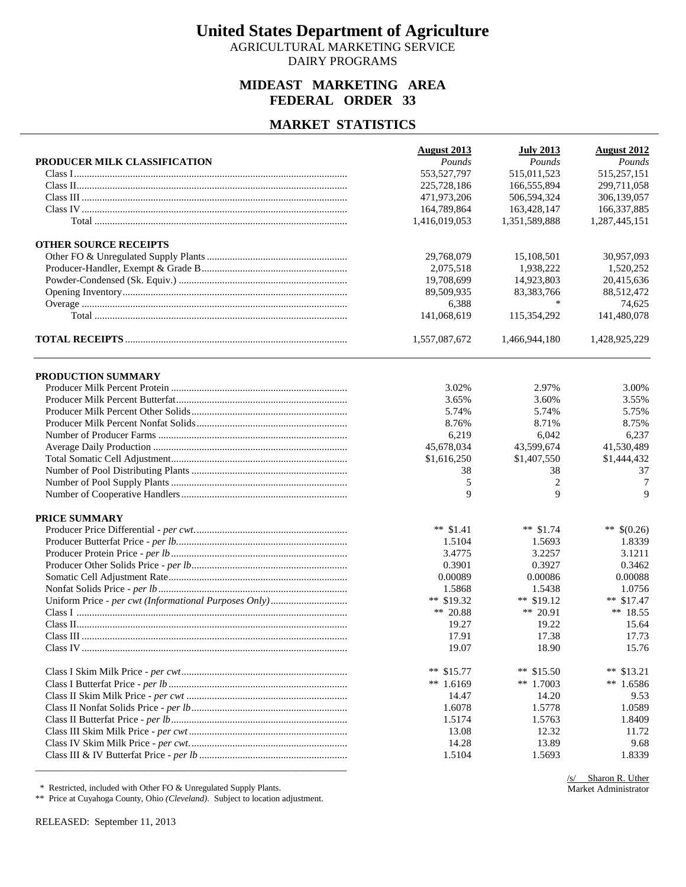# United States Department of Agriculture

AGRICULTURAL MARKETING SERVICE
DAIRY PROGRAMS

## MIDEAST MARKETING AREA
## FEDERAL ORDER 33

## MARKET STATISTICS

| PRODUCER MILK CLASSIFICATION | August 2013 *Pounds* | July 2013 *Pounds* | August 2012 *Pounds* |
|---|---|---|---|
| Class I | 553,527,797 | 515,011,523 | 515,257,151 |
| Class II | 225,728,186 | 166,555,894 | 299,711,058 |
| Class III | 471,973,206 | 506,594,324 | 306,139,057 |
| Class IV | 164,789,864 | 163,428,147 | 166,337,885 |
| Total | 1,416,019,053 | 1,351,589,888 | 1,287,445,151 |
| **OTHER SOURCE RECEIPTS** | | | |
| Other FO & Unregulated Supply Plants | 29,768,079 | 15,108,501 | 30,957,093 |
| Producer-Handler, Exempt & Grade B | 2,075,518 | 1,938,222 | 1,520,252 |
| Powder-Condensed (Sk. Equiv.) | 19,708,699 | 14,923,803 | 20,415,636 |
| Opening Inventory | 89,509,935 | 83,383,766 | 88,512,472 |
| Overage | 6,388 | * | 74,625 |
| Total | 141,068,619 | 115,354,292 | 141,480,078 |
| **TOTAL RECEIPTS** | 1,557,087,672 | 1,466,944,180 | 1,428,925,229 |

| PRODUCTION SUMMARY | August 2013 | July 2013 | August 2012 |
|---|---|---|---|
| Producer Milk Percent Protein | 3.02% | 2.97% | 3.00% |
| Producer Milk Percent Butterfat | 3.65% | 3.60% | 3.55% |
| Producer Milk Percent Other Solids | 5.74% | 5.74% | 5.75% |
| Producer Milk Percent Nonfat Solids | 8.76% | 8.71% | 8.75% |
| Number of Producer Farms | 6,219 | 6,042 | 6,237 |
| Average Daily Production | 45,678,034 | 43,599,674 | 41,530,489 |
| Total Somatic Cell Adjustment | $1,616,250 | $1,407,550 | $1,444,432 |
| Number of Pool Distributing Plants | 38 | 38 | 37 |
| Number of Pool Supply Plants | 5 | 2 | 7 |
| Number of Cooperative Handlers | 9 | 9 | 9 |
| **PRICE SUMMARY** | | | |
| Producer Price Differential - *per cwt.* | ** $1.41 | ** $1.74 | ** $(0.26) |
| Producer Butterfat Price - *per lb.* | 1.5104 | 1.5693 | 1.8339 |
| Producer Protein Price - *per lb* | 3.4775 | 3.2257 | 3.1211 |
| Producer Other Solids Price - *per lb.* | 0.3901 | 0.3927 | 0.3462 |
| Somatic Cell Adjustment Rate | 0.00089 | 0.00086 | 0.00088 |
| Nonfat Solids Price - *per lb* | 1.5868 | 1.5438 | 1.0756 |
| Uniform Price - *per cwt (Informational Purposes Only)* | ** $19.32 | ** $19.12 | ** $17.47 |
| Class I | ** 20.88 | ** 20.91 | ** 18.55 |
| Class II | 19.27 | 19.22 | 15.64 |
| Class III | 17.91 | 17.38 | 17.73 |
| Class IV | 19.07 | 18.90 | 15.76 |
| Class I Skim Milk Price - *per cwt* | ** $15.77 | ** $15.50 | ** $13.21 |
| Class I Butterfat Price - *per lb* | ** 1.6169 | ** 1.7003 | ** 1.6586 |
| Class II Skim Milk Price - *per cwt* | 14.47 | 14.20 | 9.53 |
| Class II Nonfat Solids Price - *per lb* | 1.6078 | 1.5778 | 1.0589 |
| Class II Butterfat Price - *per lb* | 1.5174 | 1.5763 | 1.8409 |
| Class III Skim Milk Price - *per cwt* | 13.08 | 12.32 | 11.72 |
| Class IV Skim Milk Price - *per cwt.* | 14.28 | 13.89 | 9.68 |
| Class III & IV Butterfat Price - *per lb* | 1.5104 | 1.5693 | 1.8339 |

\* Restricted, included with Other FO & Unregulated Supply Plants.
** Price at Cuyahoga County, Ohio *(Cleveland)*. Subject to location adjustment.

/s/ Sharon R. Uther
Market Administrator

RELEASED: September 11, 2013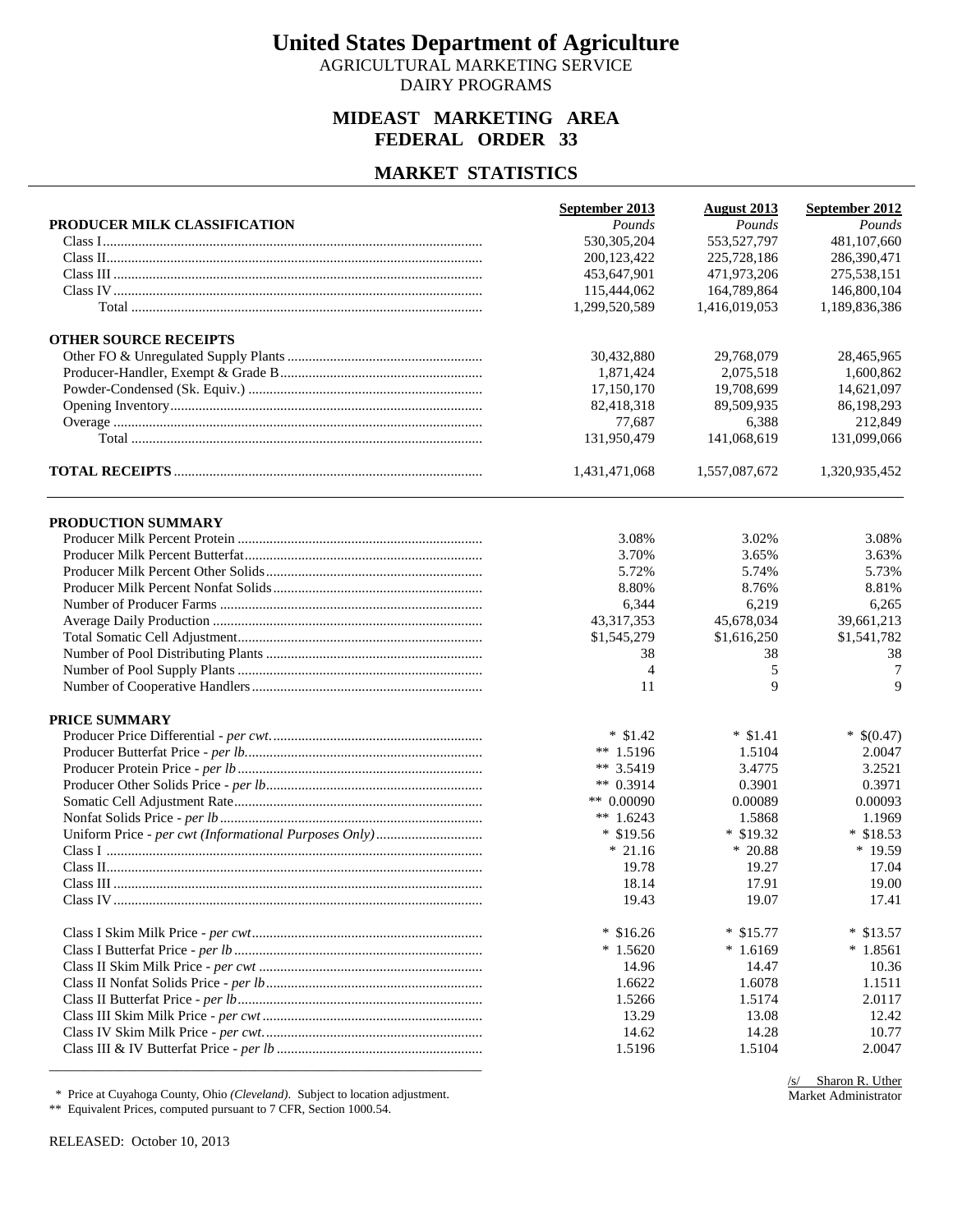# United States Department of Agriculture

AGRICULTURAL MARKETING SERVICE
DAIRY PROGRAMS

## MIDEAST MARKETING AREA
## FEDERAL ORDER 33

## MARKET STATISTICS

| | September 2013 | August 2013 | September 2012 |
|---|---|---|---|
| **PRODUCER MILK CLASSIFICATION** | *Pounds* | *Pounds* | *Pounds* |
| Class I | 530,305,204 | 553,527,797 | 481,107,660 |
| Class II | 200,123,422 | 225,728,186 | 286,390,471 |
| Class III | 453,647,901 | 471,973,206 | 275,538,151 |
| Class IV | 115,444,062 | 164,789,864 | 146,800,104 |
| Total | 1,299,520,589 | 1,416,019,053 | 1,189,836,386 |
| **OTHER SOURCE RECEIPTS** | | | |
| Other FO & Unregulated Supply Plants | 30,432,880 | 29,768,079 | 28,465,965 |
| Producer-Handler, Exempt & Grade B | 1,871,424 | 2,075,518 | 1,600,862 |
| Powder-Condensed (Sk. Equiv.) | 17,150,170 | 19,708,699 | 14,621,097 |
| Opening Inventory | 82,418,318 | 89,509,935 | 86,198,293 |
| Overage | 77,687 | 6,388 | 212,849 |
| Total | 131,950,479 | 141,068,619 | 131,099,066 |
| **TOTAL RECEIPTS** | 1,431,471,068 | 1,557,087,672 | 1,320,935,452 |

| | September 2013 | August 2013 | September 2012 |
|---|---|---|---|
| **PRODUCTION SUMMARY** | | | |
| Producer Milk Percent Protein | 3.08% | 3.02% | 3.08% |
| Producer Milk Percent Butterfat | 3.70% | 3.65% | 3.63% |
| Producer Milk Percent Other Solids | 5.72% | 5.74% | 5.73% |
| Producer Milk Percent Nonfat Solids | 8.80% | 8.76% | 8.81% |
| Number of Producer Farms | 6,344 | 6,219 | 6,265 |
| Average Daily Production | 43,317,353 | 45,678,034 | 39,661,213 |
| Total Somatic Cell Adjustment | $1,545,279 | $1,616,250 | $1,541,782 |
| Number of Pool Distributing Plants | 38 | 38 | 38 |
| Number of Pool Supply Plants | 4 | 5 | 7 |
| Number of Cooperative Handlers | 11 | 9 | 9 |
| **PRICE SUMMARY** | | | |
| Producer Price Differential - *per cwt.* | * $1.42 | * $1.41 | * $(0.47) |
| Producer Butterfat Price - *per lb.* | ** 1.5196 | 1.5104 | 2.0047 |
| Producer Protein Price - *per lb* | ** 3.5419 | 3.4775 | 3.2521 |
| Producer Other Solids Price - *per lb.* | ** 0.3914 | 0.3901 | 0.3971 |
| Somatic Cell Adjustment Rate | ** 0.00090 | 0.00089 | 0.00093 |
| Nonfat Solids Price - *per lb* | ** 1.6243 | 1.5868 | 1.1969 |
| Uniform Price - *per cwt (Informational Purposes Only)* | * $19.56 | * $19.32 | * $18.53 |
| Class I | * 21.16 | * 20.88 | * 19.59 |
| Class II | 19.78 | 19.27 | 17.04 |
| Class III | 18.14 | 17.91 | 19.00 |
| Class IV | 19.43 | 19.07 | 17.41 |
| Class I Skim Milk Price - *per cwt* | * $16.26 | * $15.77 | * $13.57 |
| Class I Butterfat Price - *per lb* | * 1.5620 | * 1.6169 | * 1.8561 |
| Class II Skim Milk Price - *per cwt* | 14.96 | 14.47 | 10.36 |
| Class II Nonfat Solids Price - *per lb* | 1.6622 | 1.6078 | 1.1511 |
| Class II Butterfat Price - *per lb* | 1.5266 | 1.5174 | 2.0117 |
| Class III Skim Milk Price - *per cwt* | 13.29 | 13.08 | 12.42 |
| Class IV Skim Milk Price - *per cwt.* | 14.62 | 14.28 | 10.77 |
| Class III & IV Butterfat Price - *per lb* | 1.5196 | 1.5104 | 2.0047 |

\* Price at Cuyahoga County, Ohio *(Cleveland)*. Subject to location adjustment.
** Equivalent Prices, computed pursuant to 7 CFR, Section 1000.54.

/s/ Sharon R. Uther
Market Administrator

RELEASED: October 10, 2013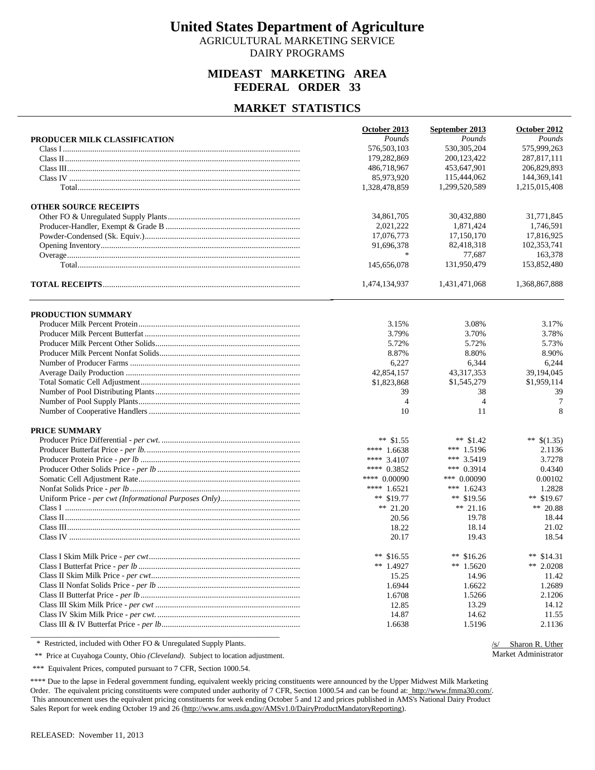# United States Department of Agriculture

AGRICULTURAL MARKETING SERVICE
DAIRY PROGRAMS

## MIDEAST MARKETING AREA
## FEDERAL ORDER 33

## MARKET STATISTICS

| | October 2013 | September 2013 | October 2012 |
|---|---|---|---|
| **PRODUCER MILK CLASSIFICATION** | *Pounds* | *Pounds* | *Pounds* |
| Class I | 576,503,103 | 530,305,204 | 575,999,263 |
| Class II | 179,282,869 | 200,123,422 | 287,817,111 |
| Class III | 486,718,967 | 453,647,901 | 206,829,893 |
| Class IV | 85,973,920 | 115,444,062 | 144,369,141 |
| Total | 1,328,478,859 | 1,299,520,589 | 1,215,015,408 |
| **OTHER SOURCE RECEIPTS** | | | |
| Other FO & Unregulated Supply Plants | 34,861,705 | 30,432,880 | 31,771,845 |
| Producer-Handler, Exempt & Grade B | 2,021,222 | 1,871,424 | 1,746,591 |
| Powder-Condensed (Sk. Equiv.) | 17,076,773 | 17,150,170 | 17,816,925 |
| Opening Inventory | 91,696,378 | 82,418,318 | 102,353,741 |
| Overage | * | 77,687 | 163,378 |
| Total | 145,656,078 | 131,950,479 | 153,852,480 |
| **TOTAL RECEIPTS** | 1,474,134,937 | 1,431,471,068 | 1,368,867,888 |

| | October 2013 | September 2013 | October 2012 |
|---|---|---|---|
| **PRODUCTION SUMMARY** | | | |
| Producer Milk Percent Protein | 3.15% | 3.08% | 3.17% |
| Producer Milk Percent Butterfat | 3.79% | 3.70% | 3.78% |
| Producer Milk Percent Other Solids | 5.72% | 5.72% | 5.73% |
| Producer Milk Percent Nonfat Solids | 8.87% | 8.80% | 8.90% |
| Number of Producer Farms | 6,227 | 6,344 | 6,244 |
| Average Daily Production | 42,854,157 | 43,317,353 | 39,194,045 |
| Total Somatic Cell Adjustment | $1,823,868 | $1,545,279 | $1,959,114 |
| Number of Pool Distributing Plants | 39 | 38 | 39 |
| Number of Pool Supply Plants | 4 | 4 | 7 |
| Number of Cooperative Handlers | 10 | 11 | 8 |
| **PRICE SUMMARY** | | | |
| Producer Price Differential - *per cwt.* | ** $1.55 | ** $1.42 | ** $(1.35) |
| Producer Butterfat Price - *per lb.* | **** 1.6638 | *** 1.5196 | 2.1136 |
| Producer Protein Price - *per lb* | **** 3.4107 | *** 3.5419 | 3.7278 |
| Producer Other Solids Price - *per lb* | **** 0.3852 | *** 0.3914 | 0.4340 |
| Somatic Cell Adjustment Rate | **** 0.00090 | *** 0.00090 | 0.00102 |
| Nonfat Solids Price - *per lb* | **** 1.6521 | *** 1.6243 | 1.2828 |
| Uniform Price - *per cwt (Informational Purposes Only)* | ** $19.77 | ** $19.56 | ** $19.67 |
| Class I | ** 21.20 | ** 21.16 | ** 20.88 |
| Class II | 20.56 | 19.78 | 18.44 |
| Class III | 18.22 | 18.14 | 21.02 |
| Class IV | 20.17 | 19.43 | 18.54 |
| Class I Skim Milk Price - *per cwt* | ** $16.55 | ** $16.26 | ** $14.31 |
| Class I Butterfat Price - *per lb* | ** 1.4927 | ** 1.5620 | ** 2.0208 |
| Class II Skim Milk Price - *per cwt* | 15.25 | 14.96 | 11.42 |
| Class II Nonfat Solids Price - *per lb* | 1.6944 | 1.6622 | 1.2689 |
| Class II Butterfat Price - *per lb* | 1.6708 | 1.5266 | 2.1206 |
| Class III Skim Milk Price - *per cwt* | 12.85 | 13.29 | 14.12 |
| Class IV Skim Milk Price - *per cwt.* | 14.87 | 14.62 | 11.55 |
| Class III & IV Butterfat Price - *per lb* | 1.6638 | 1.5196 | 2.1136 |

\* Restricted, included with Other FO & Unregulated Supply Plants.

** Price at Cuyahoga County, Ohio *(Cleveland)*. Subject to location adjustment.

*** Equivalent Prices, computed pursuant to 7 CFR, Section 1000.54.

**** Due to the lapse in Federal government funding, equivalent weekly pricing constituents were announced by the Upper Midwest Milk Marketing Order. The equivalent pricing constituents were computed under authority of 7 CFR, Section 1000.54 and can be found at: http://www.fmma30.com/. This announcement uses the equivalent pricing constituents for week ending October 5 and 12 and prices published in AMS's National Dairy Product Sales Report for week ending October 19 and 26 (http://www.ams.usda.gov/AMSv1.0/DairyProductMandatoryReporting).

/s/ Sharon R. Uther
Market Administrator

RELEASED: November 11, 2013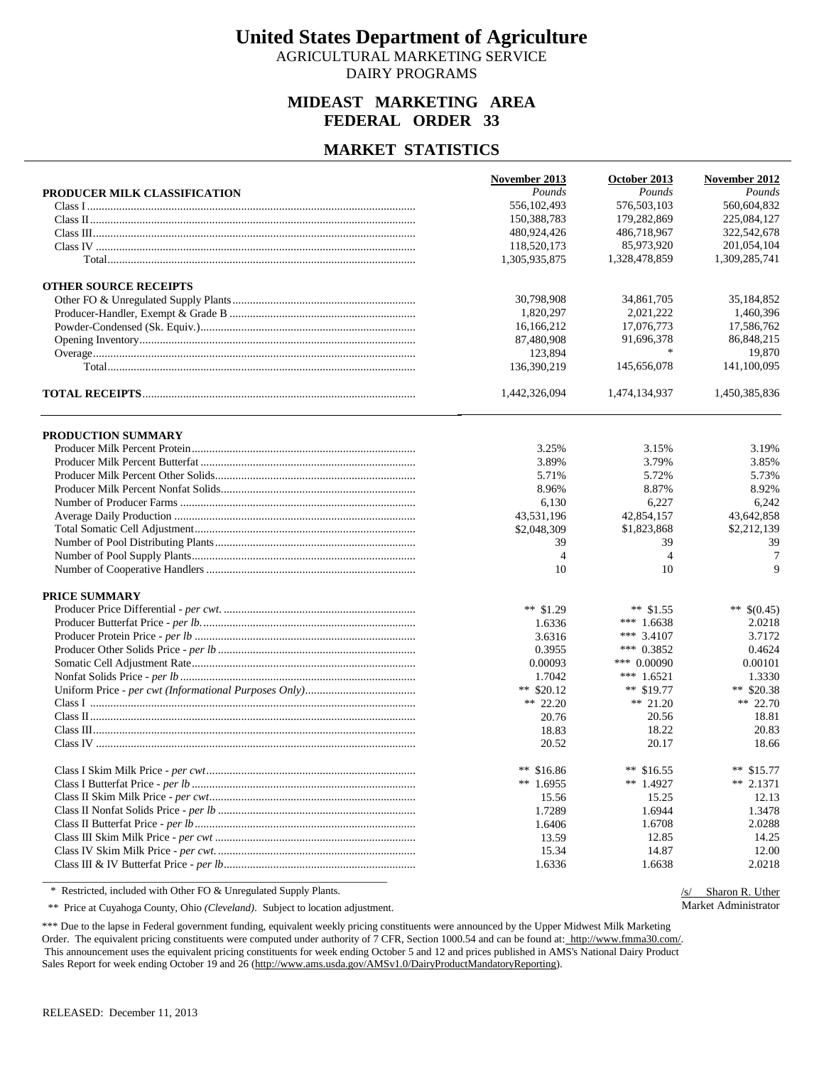# United States Department of Agriculture

AGRICULTURAL MARKETING SERVICE

DAIRY PROGRAMS

## MIDEAST MARKETING AREA
## FEDERAL ORDER 33

## MARKET STATISTICS

| | November 2013 | October 2013 | November 2012 |
|---|---|---|---|
| **PRODUCER MILK CLASSIFICATION** | *Pounds* | *Pounds* | *Pounds* |
| Class I | 556,102,493 | 576,503,103 | 560,604,832 |
| Class II | 150,388,783 | 179,282,869 | 225,084,127 |
| Class III | 480,924,426 | 486,718,967 | 322,542,678 |
| Class IV | 118,520,173 | 85,973,920 | 201,054,104 |
| Total | 1,305,935,875 | 1,328,478,859 | 1,309,285,741 |
| **OTHER SOURCE RECEIPTS** | | | |
| Other FO & Unregulated Supply Plants | 30,798,908 | 34,861,705 | 35,184,852 |
| Producer-Handler, Exempt & Grade B | 1,820,297 | 2,021,222 | 1,460,396 |
| Powder-Condensed (Sk. Equiv.) | 16,166,212 | 17,076,773 | 17,586,762 |
| Opening Inventory | 87,480,908 | 91,696,378 | 86,848,215 |
| Overage | 123,894 | * | 19,870 |
| Total | 136,390,219 | 145,656,078 | 141,100,095 |
| **TOTAL RECEIPTS** | 1,442,326,094 | 1,474,134,937 | 1,450,385,836 |

| | November 2013 | October 2013 | November 2012 |
|---|---|---|---|
| **PRODUCTION SUMMARY** | | | |
| Producer Milk Percent Protein | 3.25% | 3.15% | 3.19% |
| Producer Milk Percent Butterfat | 3.89% | 3.79% | 3.85% |
| Producer Milk Percent Other Solids | 5.71% | 5.72% | 5.73% |
| Producer Milk Percent Nonfat Solids | 8.96% | 8.87% | 8.92% |
| Number of Producer Farms | 6,130 | 6,227 | 6,242 |
| Average Daily Production | 43,531,196 | 42,854,157 | 43,642,858 |
| Total Somatic Cell Adjustment | $2,048,309 | $1,823,868 | $2,212,139 |
| Number of Pool Distributing Plants | 39 | 39 | 39 |
| Number of Pool Supply Plants | 4 | 4 | 7 |
| Number of Cooperative Handlers | 10 | 10 | 9 |
| **PRICE SUMMARY** | | | |
| Producer Price Differential - *per cwt.* | ** $1.29 | ** $1.55 | ** $(0.45) |
| Producer Butterfat Price - *per lb.* | 1.6336 | *** 1.6638 | 2.0218 |
| Producer Protein Price - *per lb* | 3.6316 | *** 3.4107 | 3.7172 |
| Producer Other Solids Price - *per lb* | 0.3955 | *** 0.3852 | 0.4624 |
| Somatic Cell Adjustment Rate | 0.00093 | *** 0.00090 | 0.00101 |
| Nonfat Solids Price - *per lb* | 1.7042 | *** 1.6521 | 1.3330 |
| Uniform Price - *per cwt (Informational Purposes Only)* | ** $20.12 | ** $19.77 | ** $20.38 |
| Class I | ** 22.20 | ** 21.20 | ** 22.70 |
| Class II | 20.76 | 20.56 | 18.81 |
| Class III | 18.83 | 18.22 | 20.83 |
| Class IV | 20.52 | 20.17 | 18.66 |
| Class I Skim Milk Price - *per cwt* | ** $16.86 | ** $16.55 | ** $15.77 |
| Class I Butterfat Price - *per lb* | ** 1.6955 | ** 1.4927 | ** 2.1371 |
| Class II Skim Milk Price - *per cwt.* | 15.56 | 15.25 | 12.13 |
| Class II Nonfat Solids Price - *per lb* | 1.7289 | 1.6944 | 1.3478 |
| Class II Butterfat Price - *per lb* | 1.6406 | 1.6708 | 2.0288 |
| Class III Skim Milk Price - *per cwt* | 13.59 | 12.85 | 14.25 |
| Class IV Skim Milk Price - *per cwt.* | 15.34 | 14.87 | 12.00 |
| Class III & IV Butterfat Price - *per lb* | 1.6336 | 1.6638 | 2.0218 |

\* Restricted, included with Other FO & Unregulated Supply Plants.

** Price at Cuyahoga County, Ohio *(Cleveland)*. Subject to location adjustment.

/s/ Sharon R. Uther
Market Administrator

*** Due to the lapse in Federal government funding, equivalent weekly pricing constituents were announced by the Upper Midwest Milk Marketing Order. The equivalent pricing constituents were computed under authority of 7 CFR, Section 1000.54 and can be found at: http://www.fmma30.com/. This announcement uses the equivalent pricing constituents for week ending October 5 and 12 and prices published in AMS's National Dairy Product Sales Report for week ending October 19 and 26 (http://www.ams.usda.gov/AMSv1.0/DairyProductMandatoryReporting).

RELEASED: December 11, 2013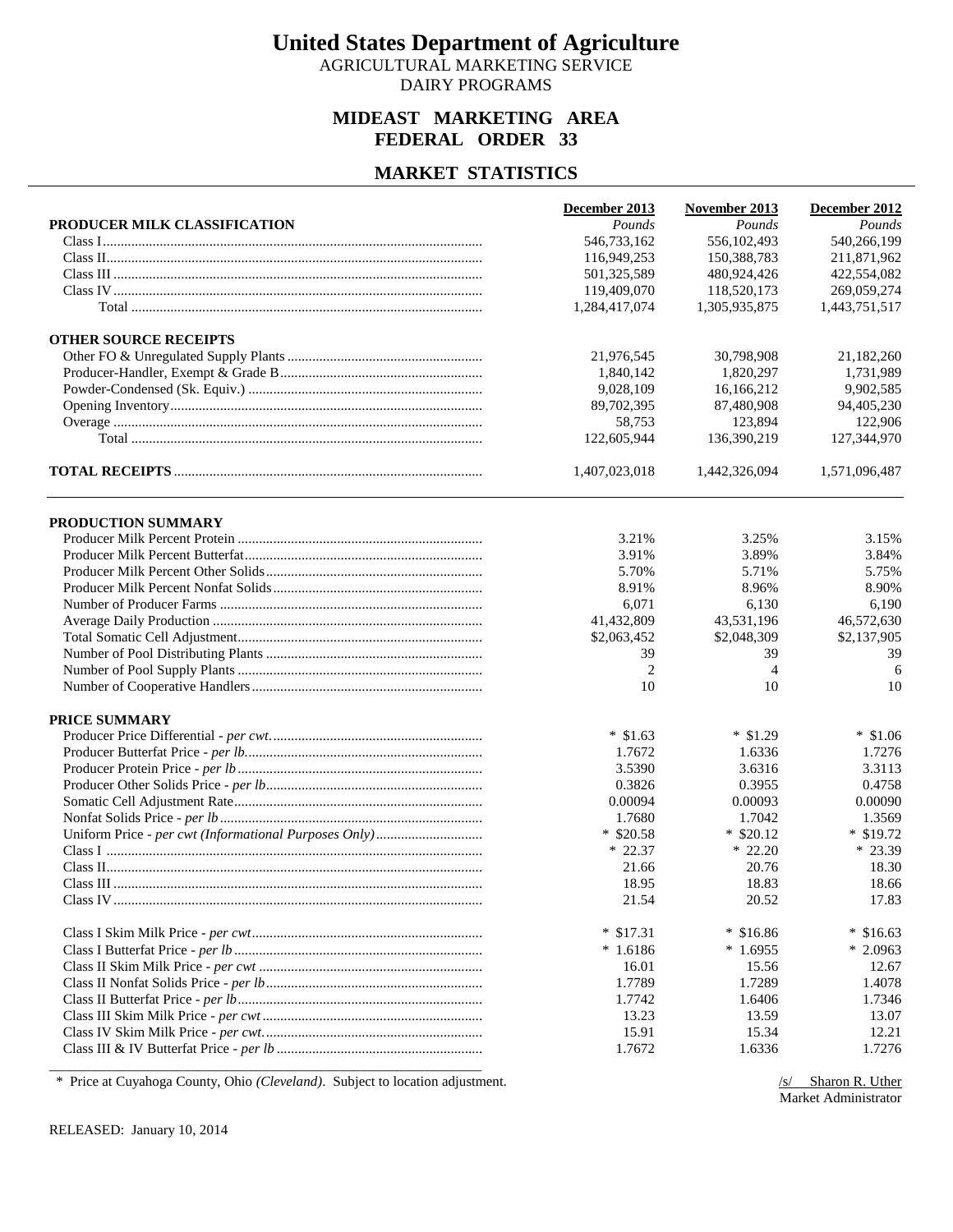# United States Department of Agriculture

AGRICULTURAL MARKETING SERVICE

DAIRY PROGRAMS

## MIDEAST MARKETING AREA
## FEDERAL ORDER 33

## MARKET STATISTICS

| | December 2013 | November 2013 | December 2012 |
|---|---|---|---|
| **PRODUCER MILK CLASSIFICATION** | *Pounds* | *Pounds* | *Pounds* |
| Class I | 546,733,162 | 556,102,493 | 540,266,199 |
| Class II | 116,949,253 | 150,388,783 | 211,871,962 |
| Class III | 501,325,589 | 480,924,426 | 422,554,082 |
| Class IV | 119,409,070 | 118,520,173 | 269,059,274 |
| Total | 1,284,417,074 | 1,305,935,875 | 1,443,751,517 |
| **OTHER SOURCE RECEIPTS** | | | |
| Other FO & Unregulated Supply Plants | 21,976,545 | 30,798,908 | 21,182,260 |
| Producer-Handler, Exempt & Grade B | 1,840,142 | 1,820,297 | 1,731,989 |
| Powder-Condensed (Sk. Equiv.) | 9,028,109 | 16,166,212 | 9,902,585 |
| Opening Inventory | 89,702,395 | 87,480,908 | 94,405,230 |
| Overage | 58,753 | 123,894 | 122,906 |
| Total | 122,605,944 | 136,390,219 | 127,344,970 |
| **TOTAL RECEIPTS** | 1,407,023,018 | 1,442,326,094 | 1,571,096,487 |

| | December 2013 | November 2013 | December 2012 |
|---|---|---|---|
| **PRODUCTION SUMMARY** | | | |
| Producer Milk Percent Protein | 3.21% | 3.25% | 3.15% |
| Producer Milk Percent Butterfat | 3.91% | 3.89% | 3.84% |
| Producer Milk Percent Other Solids | 5.70% | 5.71% | 5.75% |
| Producer Milk Percent Nonfat Solids | 8.91% | 8.96% | 8.90% |
| Number of Producer Farms | 6,071 | 6,130 | 6,190 |
| Average Daily Production | 41,432,809 | 43,531,196 | 46,572,630 |
| Total Somatic Cell Adjustment | $2,063,452 | $2,048,309 | $2,137,905 |
| Number of Pool Distributing Plants | 39 | 39 | 39 |
| Number of Pool Supply Plants | 2 | 4 | 6 |
| Number of Cooperative Handlers | 10 | 10 | 10 |
| **PRICE SUMMARY** | | | |
| Producer Price Differential - *per cwt.* | * $1.63 | * $1.29 | * $1.06 |
| Producer Butterfat Price - *per lb.* | 1.7672 | 1.6336 | 1.7276 |
| Producer Protein Price - *per lb* | 3.5390 | 3.6316 | 3.3113 |
| Producer Other Solids Price - *per lb* | 0.3826 | 0.3955 | 0.4758 |
| Somatic Cell Adjustment Rate | 0.00094 | 0.00093 | 0.00090 |
| Nonfat Solids Price - *per lb* | 1.7680 | 1.7042 | 1.3569 |
| Uniform Price - *per cwt (Informational Purposes Only)* | * $20.58 | * $20.12 | * $19.72 |
| Class I | * 22.37 | * 22.20 | * 23.39 |
| Class II | 21.66 | 20.76 | 18.30 |
| Class III | 18.95 | 18.83 | 18.66 |
| Class IV | 21.54 | 20.52 | 17.83 |
| Class I Skim Milk Price - *per cwt* | * $17.31 | * $16.86 | * $16.63 |
| Class I Butterfat Price - *per lb* | * 1.6186 | * 1.6955 | * 2.0963 |
| Class II Skim Milk Price - *per cwt* | 16.01 | 15.56 | 12.67 |
| Class II Nonfat Solids Price - *per lb* | 1.7789 | 1.7289 | 1.4078 |
| Class II Butterfat Price - *per lb* | 1.7742 | 1.6406 | 1.7346 |
| Class III Skim Milk Price - *per cwt* | 13.23 | 13.59 | 13.07 |
| Class IV Skim Milk Price - *per cwt.* | 15.91 | 15.34 | 12.21 |
| Class III & IV Butterfat Price - *per lb* | 1.7672 | 1.6336 | 1.7276 |

\* Price at Cuyahoga County, Ohio *(Cleveland)*. Subject to location adjustment.

/s/ Sharon R. Uther
Market Administrator

RELEASED: January 10, 2014